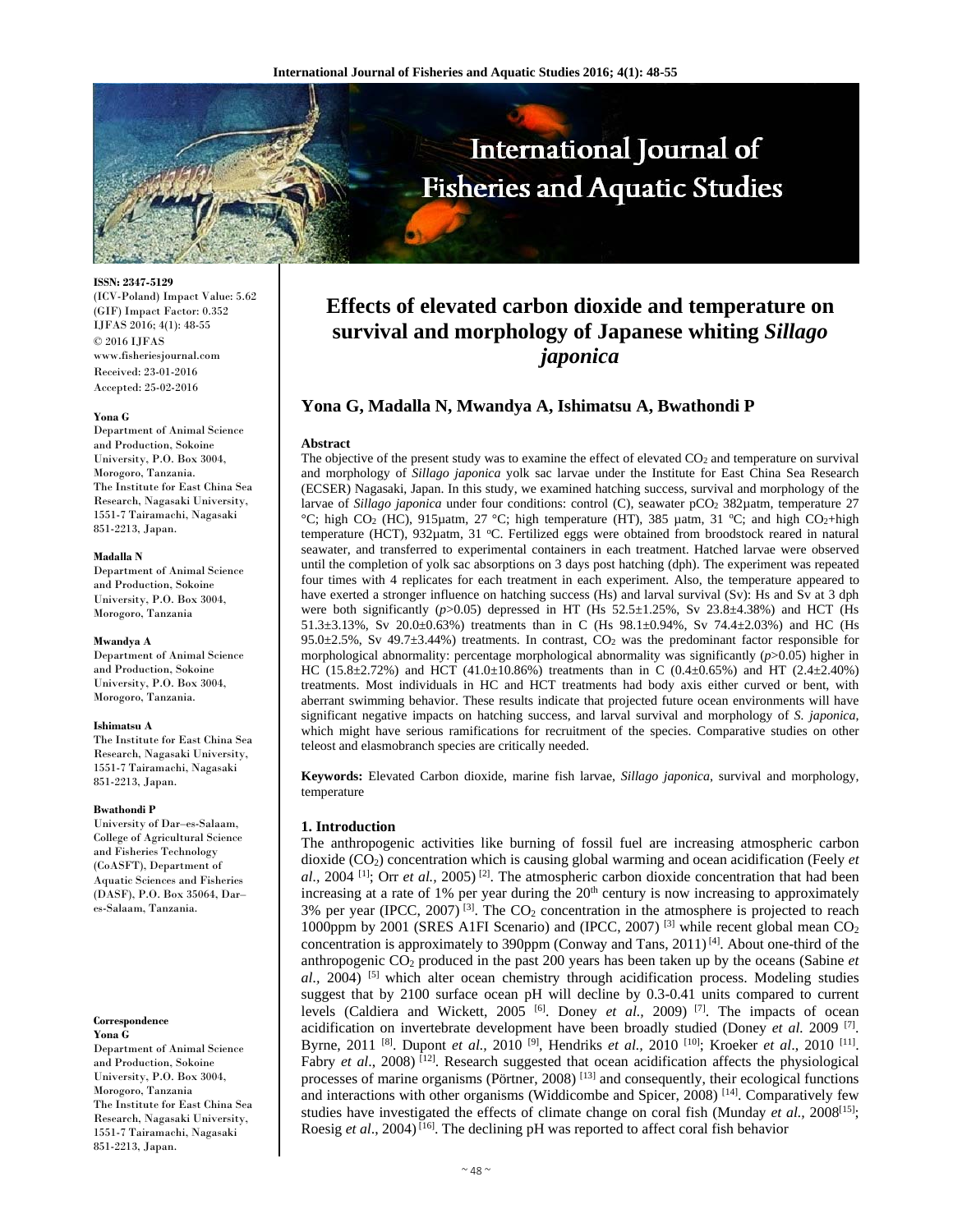# Effects of elevated carbon dioxide and temperature on survival and morphology of Japanese whiting *Sillago japonica*

**Yona G, Madalla N, Mwandya A, Ishimatsu A, Bwathondi P**

ISSN: 2347-5129
(ICV-Poland) Impact Value: 5.62
(GIF) Impact Factor: 0.352
IJFAS 2016; 4(1): 48-55
© 2016 IJFAS
www.fisheriesjournal.com
Received: 23-01-2016
Accepted: 25-02-2016

**Yona G**
Department of Animal Science and Production, Sokoine University, P.O. Box 3004, Morogoro, Tanzania.
The Institute for East China Sea Research, Nagasaki University, 1551-7 Tairamachi, Nagasaki 851-2213, Japan.

**Madalla N**
Department of Animal Science and Production, Sokoine University, P.O. Box 3004, Morogoro, Tanzania

**Mwandya A**
Department of Animal Science and Production, Sokoine University, P.O. Box 3004, Morogoro, Tanzania.

**Ishimatsu A**
The Institute for East China Sea Research, Nagasaki University, 1551-7 Tairamachi, Nagasaki 851-2213, Japan.

**Bwathondi P**
University of Dar–es-Salaam, College of Agricultural Science and Fisheries Technology (CoASFT), Department of Aquatic Sciences and Fisheries (DASF), P.O. Box 35064, Dar–es-Salaam, Tanzania.

**Correspondence**
**Yona G**
Department of Animal Science and Production, Sokoine University, P.O. Box 3004, Morogoro, Tanzania
The Institute for East China Sea Research, Nagasaki University, 1551-7 Tairamachi, Nagasaki 851-2213, Japan.

**Abstract**

The objective of the present study was to examine the effect of elevated $CO_2$ and temperature on survival and morphology of *Sillago japonica* yolk sac larvae under the Institute for East China Sea Research (ECSER) Nagasaki, Japan. In this study, we examined hatching success, survival and morphology of the larvae of *Sillago japonica* under four conditions: control (C), seawater $pCO_2$ 382µatm, temperature 27 °C; high $CO_2$ (HC), 915µatm, 27 °C; high temperature (HT), 385 µatm, 31 °C; and high $CO_2$+high temperature (HCT), 932µatm, 31 °C. Fertilized eggs were obtained from broodstock reared in natural seawater, and transferred to experimental containers in each treatment. Hatched larvae were observed until the completion of yolk sac absorptions on 3 days post hatching (dph). The experiment was repeated four times with 4 replicates for each treatment in each experiment. Also, the temperature appeared to have exerted a stronger influence on hatching success (Hs) and larval survival (Sv): Hs and Sv at 3 dph were both significantly ($p$>0.05) depressed in HT (Hs 52.5±1.25%, Sv 23.8±4.38%) and HCT (Hs 51.3±3.13%, Sv 20.0±0.63%) treatments than in C (Hs 98.1±0.94%, Sv 74.4±2.03%) and HC (Hs 95.0±2.5%, Sv 49.7±3.44%) treatments. In contrast, $CO_2$ was the predominant factor responsible for morphological abnormality: percentage morphological abnormality was significantly ($p$>0.05) higher in HC (15.8±2.72%) and HCT (41.0±10.86%) treatments than in C (0.4±0.65%) and HT (2.4±2.40%) treatments. Most individuals in HC and HCT treatments had body axis either curved or bent, with aberrant swimming behavior. These results indicate that projected future ocean environments will have significant negative impacts on hatching success, and larval survival and morphology of *S. japonica*, which might have serious ramifications for recruitment of the species. Comparative studies on other teleost and elasmobranch species are critically needed.

**Keywords:** Elevated Carbon dioxide, marine fish larvae, *Sillago japonica*, survival and morphology, temperature

## 1. Introduction

The anthropogenic activities like burning of fossil fuel are increasing atmospheric carbon dioxide ($CO_2$) concentration which is causing global warming and ocean acidification (Feely *et al.*, 2004 [1]; Orr *et al.*, 2005) [2]. The atmospheric carbon dioxide concentration that had been increasing at a rate of 1% per year during the 20th century is now increasing to approximately 3% per year (IPCC, 2007) [3]. The $CO_2$ concentration in the atmosphere is projected to reach 1000ppm by 2001 (SRES A1FI Scenario) and (IPCC, 2007) [3] while recent global mean $CO_2$ concentration is approximately to 390ppm (Conway and Tans, 2011) [4]. About one-third of the anthropogenic $CO_2$ produced in the past 200 years has been taken up by the oceans (Sabine *et al.*, 2004) [5] which alter ocean chemistry through acidification process. Modeling studies suggest that by 2100 surface ocean pH will decline by 0.3-0.41 units compared to current levels (Caldiera and Wickett, 2005 [6]. Doney *et al.*, 2009) [7]. The impacts of ocean acidification on invertebrate development have been broadly studied (Doney *et al.* 2009 [7]. Byrne, 2011 [8]. Dupont *et al.*, 2010 [9], Hendriks *et al.*, 2010 [10]; Kroeker *et al.*, 2010 [11]. Fabry *et al.*, 2008) [12]. Research suggested that ocean acidification affects the physiological processes of marine organisms (Pörtner, 2008) [13] and consequently, their ecological functions and interactions with other organisms (Widdicombe and Spicer, 2008) [14]. Comparatively few studies have investigated the effects of climate change on coral fish (Munday *et al.*, 2008[15]; Roesig *et al.*, 2004) [16]. The declining pH was reported to affect coral fish behavior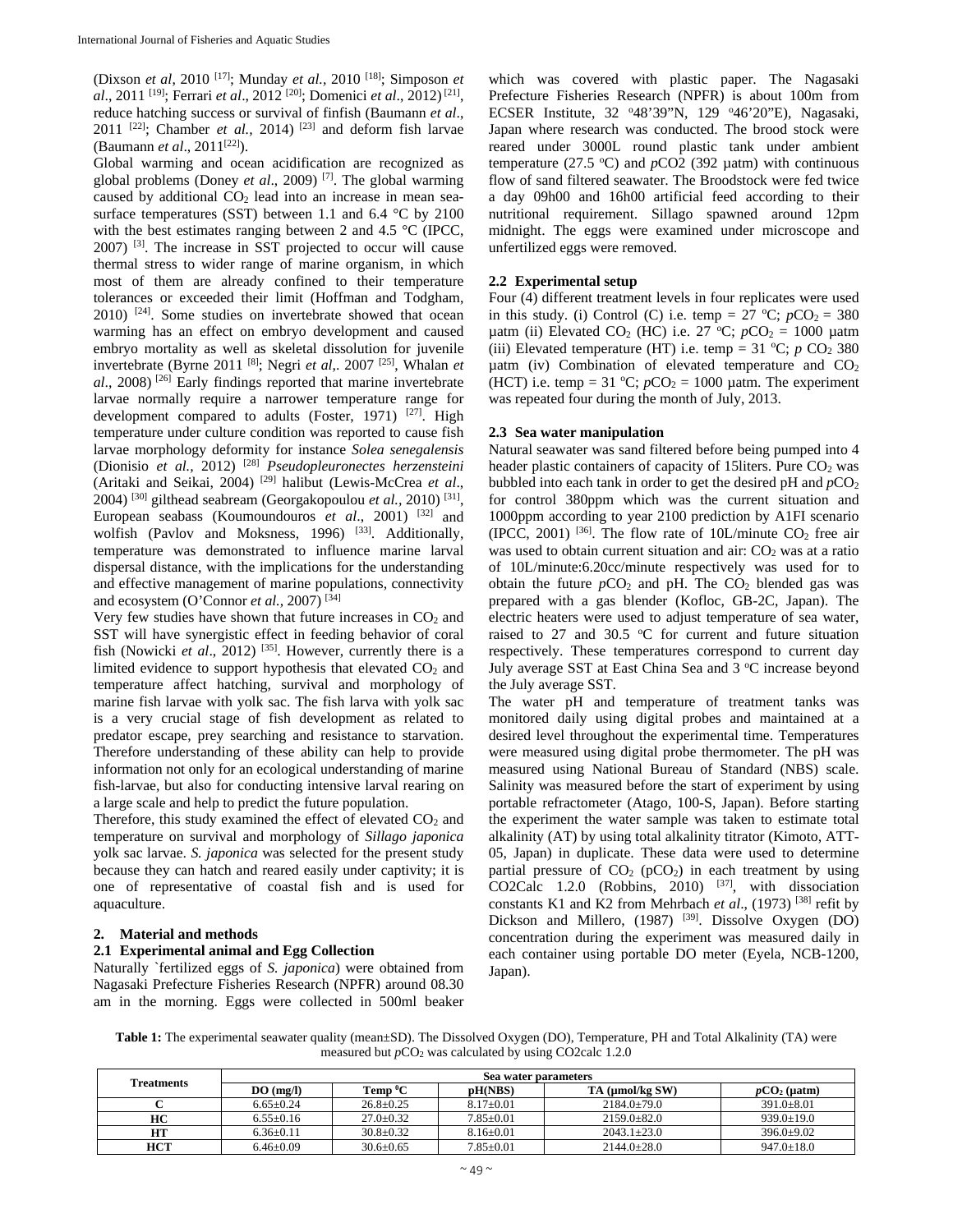(Dixson *et al*, 2010 [17]; Munday *et al.*, 2010 [18]; Simposon *et al*., 2011 [19]; Ferrari *et al*., 2012 [20]; Domenici *et al*., 2012) [21], reduce hatching success or survival of finfish (Baumann *et al*., 2011 [22]; Chamber *et al.*, 2014) [23] and deform fish larvae (Baumann *et al*., 2011[22]).

Global warming and ocean acidification are recognized as global problems (Doney *et al*., 2009) [7]. The global warming caused by additional $CO_2$ lead into an increase in mean sea-surface temperatures (SST) between 1.1 and 6.4 °C by 2100 with the best estimates ranging between 2 and 4.5 °C (IPCC, 2007) [3]. The increase in SST projected to occur will cause thermal stress to wider range of marine organism, in which most of them are already confined to their temperature tolerances or exceeded their limit (Hoffman and Todgham, 2010) [24]. Some studies on invertebrate showed that ocean warming has an effect on embryo development and caused embryo mortality as well as skeletal dissolution for juvenile invertebrate (Byrne 2011 [8]; Negri *et al*,. 2007 [25], Whalan *et al*., 2008) [26] Early findings reported that marine invertebrate larvae normally require a narrower temperature range for development compared to adults (Foster, 1971) [27]. High temperature under culture condition was reported to cause fish larvae morphology deformity for instance *Solea senegalensis* (Dionisio *et al.*, 2012) [28] *Pseudopleuronectes herzensteini* (Aritaki and Seikai, 2004) [29] halibut (Lewis-McCrea *et al*., 2004) [30] gilthead seabream (Georgakopoulou *et al.*, 2010) [31], European seabass (Koumoundouros *et al*., 2001) [32] and wolfish (Pavlov and Moksness, 1996) [33]. Additionally, temperature was demonstrated to influence marine larval dispersal distance, with the implications for the understanding and effective management of marine populations, connectivity and ecosystem (O'Connor *et al.,* 2007) [34]

Very few studies have shown that future increases in $CO_2$ and SST will have synergistic effect in feeding behavior of coral fish (Nowicki *et al*., 2012) [35]. However, currently there is a limited evidence to support hypothesis that elevated $CO_2$ and temperature affect hatching, survival and morphology of marine fish larvae with yolk sac. The fish larva with yolk sac is a very crucial stage of fish development as related to predator escape, prey searching and resistance to starvation. Therefore understanding of these ability can help to provide information not only for an ecological understanding of marine fish-larvae, but also for conducting intensive larval rearing on a large scale and help to predict the future population.

Therefore, this study examined the effect of elevated $CO_2$ and temperature on survival and morphology of *Sillago japonica* yolk sac larvae. *S. japonica* was selected for the present study because they can hatch and reared easily under captivity; it is one of representative of coastal fish and is used for aquaculture.

## 2. Material and methods

### 2.1 Experimental animal and Egg Collection

Naturally `fertilized eggs of *S. japonica*) were obtained from Nagasaki Prefecture Fisheries Research (NPFR) around 08.30 am in the morning. Eggs were collected in 500ml beaker which was covered with plastic paper. The Nagasaki Prefecture Fisheries Research (NPFR) is about 100m from ECSER Institute, 32 °48'39"N, 129 °46'20"E), Nagasaki, Japan where research was conducted. The brood stock were reared under 3000L round plastic tank under ambient temperature (27.5 °C) and *p*CO2 (392 µatm) with continuous flow of sand filtered seawater. The Broodstock were fed twice a day 09h00 and 16h00 artificial feed according to their nutritional requirement. Sillago spawned around 12pm midnight. The eggs were examined under microscope and unfertilized eggs were removed.

### 2.2 Experimental setup

Four (4) different treatment levels in four replicates were used in this study. (i) Control (C) i.e. temp = 27 °C; $pCO_2$ = 380 µatm (ii) Elevated $CO_2$ (HC) i.e. 27 °C; $pCO_2$ = 1000 µatm (iii) Elevated temperature (HT) i.e. temp = 31 °C; $p$ $CO_2$ 380 µatm (iv) Combination of elevated temperature and $CO_2$ (HCT) i.e. temp = 31 °C; $pCO_2$ = 1000 µatm. The experiment was repeated four during the month of July, 2013.

### 2.3 Sea water manipulation

Natural seawater was sand filtered before being pumped into 4 header plastic containers of capacity of 15liters. Pure $CO_2$ was bubbled into each tank in order to get the desired pH and $pCO_2$ for control 380ppm which was the current situation and 1000ppm according to year 2100 prediction by A1FI scenario (IPCC, 2001) [36]. The flow rate of 10L/minute $CO_2$ free air was used to obtain current situation and air: $CO_2$ was at a ratio of 10L/minute:6.20cc/minute respectively was used for to obtain the future $pCO_2$ and pH. The $CO_2$ blended gas was prepared with a gas blender (Kofloc, GB-2C, Japan). The electric heaters were used to adjust temperature of sea water, raised to 27 and 30.5 °C for current and future situation respectively. These temperatures correspond to current day July average SST at East China Sea and 3 °C increase beyond the July average SST.

The water pH and temperature of treatment tanks was monitored daily using digital probes and maintained at a desired level throughout the experimental time. Temperatures were measured using digital probe thermometer. The pH was measured using National Bureau of Standard (NBS) scale. Salinity was measured before the start of experiment by using portable refractometer (Atago, 100-S, Japan). Before starting the experiment the water sample was taken to estimate total alkalinity (AT) by using total alkalinity titrator (Kimoto, ATT-05, Japan) in duplicate. These data were used to determine partial pressure of $CO_2$ ($pCO_2$) in each treatment by using CO2Calc 1.2.0 (Robbins, 2010) [37], with dissociation constants K1 and K2 from Mehrbach *et al*., (1973) [38] refit by Dickson and Millero, (1987) [39]. Dissolve Oxygen (DO) concentration during the experiment was measured daily in each container using portable DO meter (Eyela, NCB-1200, Japan).

**Table 1:** The experimental seawater quality (mean±SD). The Dissolved Oxygen (DO), Temperature, PH and Total Alkalinity (TA) were measured but $pCO_2$ was calculated by using CO2calc 1.2.0

| Treatments | Sea water parameters | | | | |
|---|---|---|---|---|---|
| | DO (mg/l) | Temp °C | pH(NBS) | TA (µmol/kg SW) | $pCO_2$ (µatm) |
| C | 6.65±0.24 | 26.8±0.25 | 8.17±0.01 | 2184.0±79.0 | 391.0±8.01 |
| HC | 6.55±0.16 | 27.0±0.32 | 7.85±0.01 | 2159.0±82.0 | 939.0±19.0 |
| HT | 6.36±0.11 | 30.8±0.32 | 8.16±0.01 | 2043.1±23.0 | 396.0±9.02 |
| HCT | 6.46±0.09 | 30.6±0.65 | 7.85±0.01 | 2144.0±28.0 | 947.0±18.0 |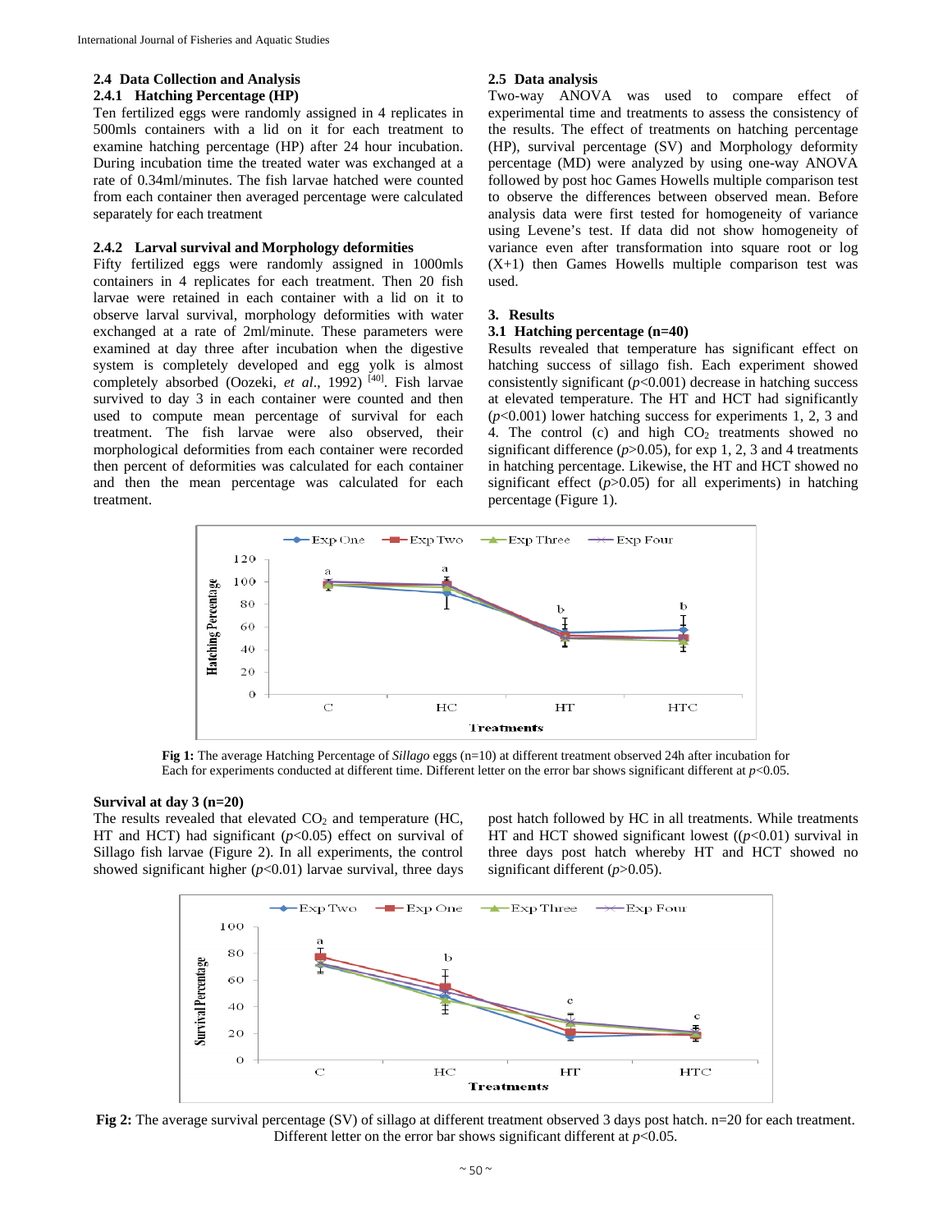### 2.4 Data Collection and Analysis

#### 2.4.1 Hatching Percentage (HP)

Ten fertilized eggs were randomly assigned in 4 replicates in 500mls containers with a lid on it for each treatment to examine hatching percentage (HP) after 24 hour incubation. During incubation time the treated water was exchanged at a rate of 0.34ml/minutes. The fish larvae hatched were counted from each container then averaged percentage were calculated separately for each treatment

#### 2.4.2 Larval survival and Morphology deformities

Fifty fertilized eggs were randomly assigned in 1000mls containers in 4 replicates for each treatment. Then 20 fish larvae were retained in each container with a lid on it to observe larval survival, morphology deformities with water exchanged at a rate of 2ml/minute. These parameters were examined at day three after incubation when the digestive system is completely developed and egg yolk is almost completely absorbed (Oozeki, *et al*., 1992) [40]. Fish larvae survived to day 3 in each container were counted and then used to compute mean percentage of survival for each treatment. The fish larvae were also observed, their morphological deformities from each container were recorded then percent of deformities was calculated for each container and then the mean percentage was calculated for each treatment.

### 2.5 Data analysis

Two-way ANOVA was used to compare effect of experimental time and treatments to assess the consistency of the results. The effect of treatments on hatching percentage (HP), survival percentage (SV) and Morphology deformity percentage (MD) were analyzed by using one-way ANOVA followed by post hoc Games Howells multiple comparison test to observe the differences between observed mean. Before analysis data were first tested for homogeneity of variance using Levene's test. If data did not show homogeneity of variance even after transformation into square root or log (X+1) then Games Howells multiple comparison test was used.

## 3. Results

### 3.1 Hatching percentage (n=40)

Results revealed that temperature has significant effect on hatching success of sillago fish. Each experiment showed consistently significant ($p$<0.001) decrease in hatching success at elevated temperature. The HT and HCT had significantly ($p$<0.001) lower hatching success for experiments 1, 2, 3 and 4. The control (c) and high $CO_2$ treatments showed no significant difference ($p$>0.05), for exp 1, 2, 3 and 4 treatments in hatching percentage. Likewise, the HT and HCT showed no significant effect ($p$>0.05) for all experiments) in hatching percentage (Figure 1).

**Fig 1:** The average Hatching Percentage of *Sillago* eggs (n=10) at different treatment observed 24h after incubation for Each for experiments conducted at different time. Different letter on the error bar shows significant different at $p$<0.05.

#### Survival at day 3 (n=20)

The results revealed that elevated $CO_2$ and temperature (HC, HT and HCT) had significant ($p$<0.05) effect on survival of Sillago fish larvae (Figure 2). In all experiments, the control showed significant higher ($p$<0.01) larvae survival, three days post hatch followed by HC in all treatments. While treatments HT and HCT showed significant lowest (($p$<0.01) survival in three days post hatch whereby HT and HCT showed no significant different ($p$>0.05).

**Fig 2:** The average survival percentage (SV) of sillago at different treatment observed 3 days post hatch. n=20 for each treatment. Different letter on the error bar shows significant different at $p$<0.05.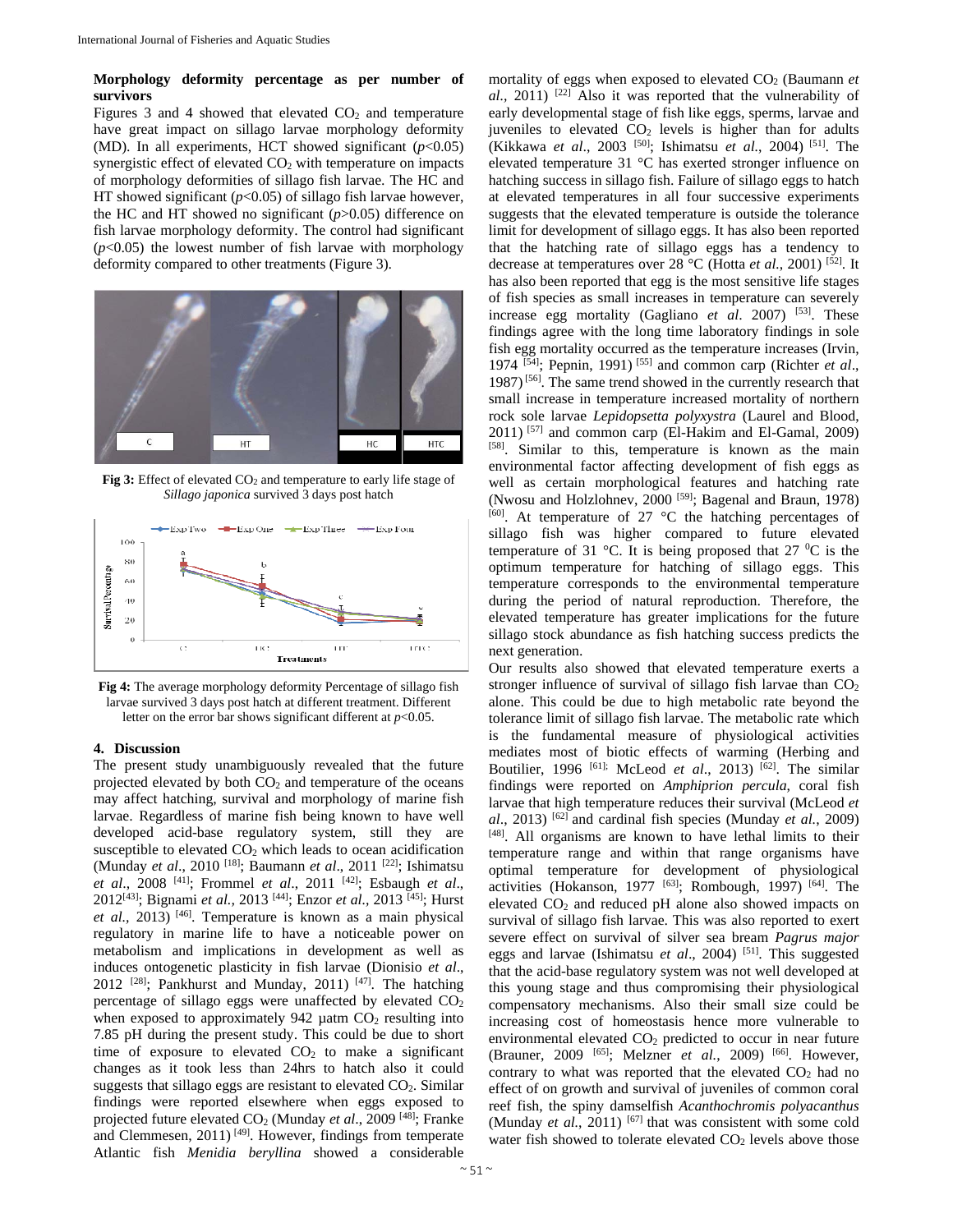**Morphology deformity percentage as per number of survivors**

Figures 3 and 4 showed that elevated $CO_2$ and temperature have great impact on sillago larvae morphology deformity (MD). In all experiments, HCT showed significant ($p<0.05$) synergistic effect of elevated $CO_2$ with temperature on impacts of morphology deformities of sillago fish larvae. The HC and HT showed significant ($p<0.05$) of sillago fish larvae however, the HC and HT showed no significant ($p>0.05$) difference on fish larvae morphology deformity. The control had significant ($p<0.05$) the lowest number of fish larvae with morphology deformity compared to other treatments (Figure 3).

**Fig 3:** Effect of elevated $CO_2$ and temperature to early life stage of *Sillago japonica* survived 3 days post hatch

**Fig 4:** The average morphology deformity Percentage of sillago fish larvae survived 3 days post hatch at different treatment. Different letter on the error bar shows significant different at $p<0.05$.

## 4. Discussion

The present study unambiguously revealed that the future projected elevated by both $CO_2$ and temperature of the oceans may affect hatching, survival and morphology of marine fish larvae. Regardless of marine fish being known to have well developed acid-base regulatory system, still they are susceptible to elevated $CO_2$ which leads to ocean acidification (Munday *et al*., 2010 [18]; Baumann *et al*., 2011 [22]; Ishimatsu *et al*., 2008 [41]; Frommel *et al*., 2011 [42]; Esbaugh *et al*., 2012[43]; Bignami *et al.,* 2013 [44]; Enzor *et al.,* 2013 [45]; Hurst *et al.,* 2013) [46]. Temperature is known as a main physical regulatory in marine life to have a noticeable power on metabolism and implications in development as well as induces ontogenetic plasticity in fish larvae (Dionisio *et al*., 2012 [28]; Pankhurst and Munday, 2011) [47]. The hatching percentage of sillago eggs were unaffected by elevated $CO_2$ when exposed to approximately 942 µatm $CO_2$ resulting into 7.85 pH during the present study. This could be due to short time of exposure to elevated $CO_2$ to make a significant changes as it took less than 24hrs to hatch also it could suggests that sillago eggs are resistant to elevated $CO_2$. Similar findings were reported elsewhere when eggs exposed to projected future elevated $CO_2$ (Munday *et al*., 2009 [48]; Franke and Clemmesen, 2011) [49]. However, findings from temperate Atlantic fish *Menidia beryllina* showed a considerable mortality of eggs when exposed to elevated $CO_2$ (Baumann *et al*., 2011) [22] Also it was reported that the vulnerability of early developmental stage of fish like eggs, sperms, larvae and juveniles to elevated $CO_2$ levels is higher than for adults (Kikkawa *et al*., 2003 [50]; Ishimatsu *et al*., 2004) [51]. The elevated temperature 31 °C has exerted stronger influence on hatching success in sillago fish. Failure of sillago eggs to hatch at elevated temperatures in all four successive experiments suggests that the elevated temperature is outside the tolerance limit for development of sillago eggs. It has also been reported that the hatching rate of sillago eggs has a tendency to decrease at temperatures over 28 °C (Hotta *et al*., 2001) [52]. It has also been reported that egg is the most sensitive life stages of fish species as small increases in temperature can severely increase egg mortality (Gagliano *et al*. 2007) [53]. These findings agree with the long time laboratory findings in sole fish egg mortality occurred as the temperature increases (Irvin, 1974 [54]; Pepnin, 1991) [55] and common carp (Richter *et al*., 1987) [56]. The same trend showed in the currently research that small increase in temperature increased mortality of northern rock sole larvae *Lepidopsetta polyxystra* (Laurel and Blood, 2011) [57] and common carp (El-Hakim and El-Gamal, 2009) [58]. Similar to this, temperature is known as the main environmental factor affecting development of fish eggs as well as certain morphological features and hatching rate (Nwosu and Holzlohnev, 2000 [59]; Bagenal and Braun, 1978) [60]. At temperature of 27 °C the hatching percentages of sillago fish was higher compared to future elevated temperature of 31 °C. It is being proposed that 27 $^0$C is the optimum temperature for hatching of sillago eggs. This temperature corresponds to the environmental temperature during the period of natural reproduction. Therefore, the elevated temperature has greater implications for the future sillago stock abundance as fish hatching success predicts the next generation.

Our results also showed that elevated temperature exerts a stronger influence of survival of sillago fish larvae than $CO_2$ alone. This could be due to high metabolic rate beyond the tolerance limit of sillago fish larvae. The metabolic rate which is the fundamental measure of physiological activities mediates most of biotic effects of warming (Herbing and Boutilier, 1996 [61]; McLeod *et al*., 2013) [62]. The similar findings were reported on *Amphiprion percula*, coral fish larvae that high temperature reduces their survival (McLeod *et al*., 2013) [62] and cardinal fish species (Munday *et al*., 2009) [48]. All organisms are known to have lethal limits to their temperature range and within that range organisms have optimal temperature for development of physiological activities (Hokanson, 1977 [63]; Rombough, 1997) [64]. The elevated $CO_2$ and reduced pH alone also showed impacts on survival of sillago fish larvae. This was also reported to exert severe effect on survival of silver sea bream *Pagrus major* eggs and larvae (Ishimatsu *et al*., 2004) [51]. This suggested that the acid-base regulatory system was not well developed at this young stage and thus compromising their physiological compensatory mechanisms. Also their small size could be increasing cost of homeostasis hence more vulnerable to environmental elevated $CO_2$ predicted to occur in near future (Brauner, 2009 [65]; Melzner *et al*., 2009) [66]. However, contrary to what was reported that the elevated $CO_2$ had no effect of on growth and survival of juveniles of common coral reef fish, the spiny damselfish *Acanthochromis polyacanthus* (Munday *et al*., 2011) [67] that was consistent with some cold water fish showed to tolerate elevated $CO_2$ levels above those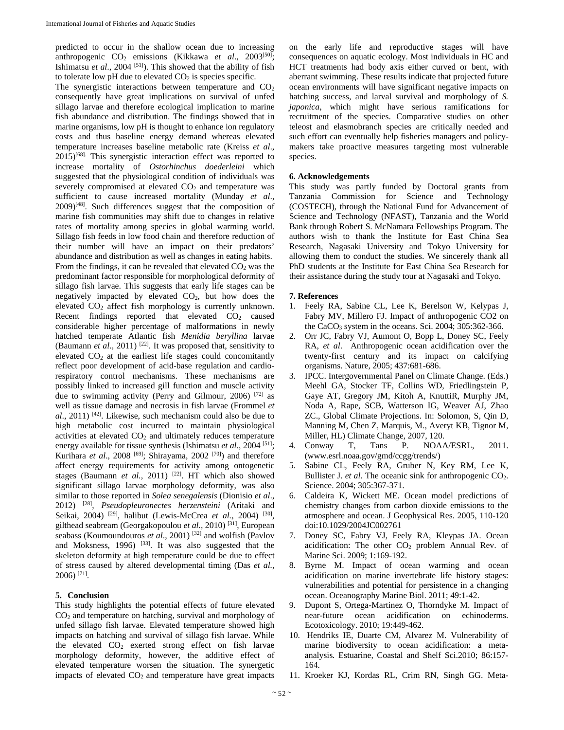predicted to occur in the shallow ocean due to increasing anthropogenic $CO_2$ emissions (Kikkawa *et al*., 2003[50]; Ishimatsu *et al*., 2004 [51]). This showed that the ability of fish to tolerate low pH due to elevated $CO_2$ is species specific.

The synergistic interactions between temperature and $CO_2$ consequently have great implications on survival of unfed sillago larvae and therefore ecological implication to marine fish abundance and distribution. The findings showed that in marine organisms, low pH is thought to enhance ion regulatory costs and thus baseline energy demand whereas elevated temperature increases baseline metabolic rate (Kreiss *et al*., 2015)[68]. This synergistic interaction effect was reported to increase mortality of *Ostorhinchus doederleini* which suggested that the physiological condition of individuals was severely compromised at elevated $CO_2$ and temperature was sufficient to cause increased mortality (Munday *et al*., 2009)[48]. Such differences suggest that the composition of marine fish communities may shift due to changes in relative rates of mortality among species in global warming world. Sillago fish feeds in low food chain and therefore reduction of their number will have an impact on their predators' abundance and distribution as well as changes in eating habits.

From the findings, it can be revealed that elevated $CO_2$ was the predominant factor responsible for morphological deformity of sillago fish larvae. This suggests that early life stages can be negatively impacted by elevated $CO_2$, but how does the elevated $CO_2$ affect fish morphology is currently unknown. Recent findings reported that elevated $CO_2$ caused considerable higher percentage of malformations in newly hatched temperate Atlantic fish *Menidia beryllina* larvae (Baumann *et al*., 2011) [22]. It was proposed that, sensitivity to elevated $CO_2$ at the earliest life stages could concomitantly reflect poor development of acid-base regulation and cardio-respiratory control mechanisms. These mechanisms are possibly linked to increased gill function and muscle activity due to swimming activity (Perry and Gilmour, 2006) [72] as well as tissue damage and necrosis in fish larvae (Frommel *et al*., 2011) [42]. Likewise, such mechanism could also be due to high metabolic cost incurred to maintain physiological activities at elevated $CO_2$ and ultimately reduces temperature energy available for tissue synthesis (Ishimatsu *et al*., 2004 [51]; Kurihara *et al*., 2008 [69]; Shirayama, 2002 [70]) and therefore affect energy requirements for activity among ontogenetic stages (Baumann *et al.,* 2011) [22]. HT which also showed significant sillago larvae morphology deformity, was also similar to those reported in *Solea senegalensis* (Dionisio *et al*., 2012) [28], *Pseudopleuronectes herzensteini* (Aritaki and Seikai, 2004) [29], halibut (Lewis-McCrea *et al.,* 2004) [30], gilthead seabream (Georgakopoulou *et al.,* 2010) [31], European seabass (Koumoundouros *et al*., 2001) [32] and wolfish (Pavlov and Moksness, 1996) [33]. It was also suggested that the skeleton deformity at high temperature could be due to effect of stress caused by altered developmental timing (Das *et al.,* 2006) [71].

## 5. Conclusion

This study highlights the potential effects of future elevated $CO_2$ and temperature on hatching, survival and morphology of unfed sillago fish larvae. Elevated temperature showed high impacts on hatching and survival of sillago fish larvae. While the elevated $CO_2$ exerted strong effect on fish larvae morphology deformity, however, the additive effect of elevated temperature worsen the situation. The synergetic impacts of elevated $CO_2$ and temperature have great impacts on the early life and reproductive stages will have consequences on aquatic ecology. Most individuals in HC and HCT treatments had body axis either curved or bent, with aberrant swimming. These results indicate that projected future ocean environments will have significant negative impacts on hatching success, and larval survival and morphology of *S. japonica*, which might have serious ramifications for recruitment of the species. Comparative studies on other teleost and elasmobranch species are critically needed and such effort can eventually help fisheries managers and policy-makers take proactive measures targeting most vulnerable species.

## 6. Acknowledgements

This study was partly funded by Doctoral grants from Tanzania Commission for Science and Technology (COSTECH), through the National Fund for Advancement of Science and Technology (NFAST), Tanzania and the World Bank through Robert S. McNamara Fellowships Program. The authors wish to thank the Institute for East China Sea Research, Nagasaki University and Tokyo University for allowing them to conduct the studies. We sincerely thank all PhD students at the Institute for East China Sea Research for their assistance during the study tour at Nagasaki and Tokyo.

## 7. References

1. Feely RA, Sabine CL, Lee K, Berelson W, Kelypas J, Fabry MV, Millero FJ. Impact of anthropogenic CO2 on the $CaCO_3$ system in the oceans. Sci. 2004; 305:362-366.
2. Orr JC, Fabry VJ, Aumont O, Bopp L, Doney SC, Feely RA, *et al*. Anthropogenic ocean acidification over the twenty-first century and its impact on calcifying organisms. Nature, 2005; 437:681-686.
3. IPCC. Intergovernmental Panel on Climate Change. (Eds.) Meehl GA, Stocker TF, Collins WD, Friedlingstein P, Gaye AT, Gregory JM, Kitoh A, KnuttiR, Murphy JM, Noda A, Rape, SCB, Watterson IG, Weaver AJ, Zhao ZC., Global Climate Projections. In: Solomon, S, Qin D, Manning M, Chen Z, Marquis, M., Averyt KB, Tignor M, Miller, HL) Climate Change, 2007, 120.
4. Conway T, Tans P. NOAA/ESRL, 2011. (www.esrl.noaa.gov/gmd/ccgg/trends/)
5. Sabine CL, Feely RA, Gruber N, Key RM, Lee K, Bullister J. *et al*. The oceanic sink for anthropogenic $CO_2$. Science. 2004; 305:367-371.
6. Caldeira K, Wickett ME. Ocean model predictions of chemistry changes from carbon dioxide emissions to the atmosphere and ocean. J Geophysical Res. 2005, 110-120 doi:10.1029/2004JC002761
7. Doney SC, Fabry VJ, Feely RA, Kleypas JA. Ocean acidification: The other $CO_2$ problem Annual Rev. of Marine Sci. 2009; 1:169-192.
8. Byrne M. Impact of ocean warming and ocean acidification on marine invertebrate life history stages: vulnerabilities and potential for persistence in a changing ocean. Oceanography Marine Biol. 2011; 49:1-42.
9. Dupont S, Ortega-Martinez O, Thorndyke M. Impact of near-future ocean acidification on echinoderms. Ecotoxicology. 2010; 19:449-462.
10. Hendriks IE, Duarte CM, Alvarez M. Vulnerability of marine biodiversity to ocean acidification: a meta-analysis*.* Estuarine, Coastal and Shelf Sci.2010; 86:157-164*.*
11. Kroeker KJ, Kordas RL, Crim RN, Singh GG. Meta-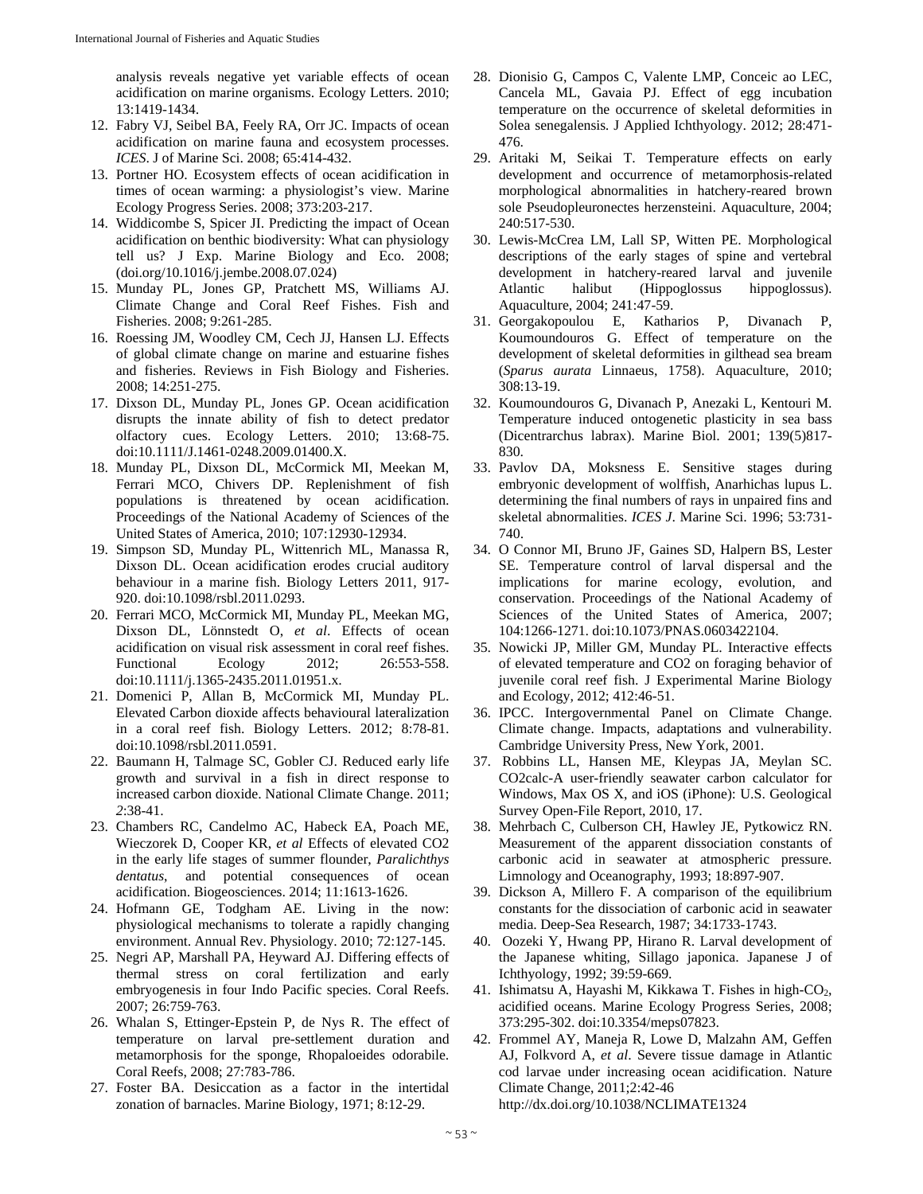analysis reveals negative yet variable effects of ocean acidification on marine organisms. Ecology Letters. 2010; 13:1419-1434.

12. Fabry VJ, Seibel BA, Feely RA, Orr JC. Impacts of ocean acidification on marine fauna and ecosystem processes. *ICES*. J of Marine Sci. 2008; 65:414-432.
13. Portner HO. Ecosystem effects of ocean acidification in times of ocean warming: a physiologist's view. Marine Ecology Progress Series. 2008; 373:203-217.
14. Widdicombe S, Spicer JI. Predicting the impact of Ocean acidification on benthic biodiversity: What can physiology tell us? J Exp. Marine Biology and Eco. 2008; (doi.org/10.1016/j.jembe.2008.07.024)
15. Munday PL, Jones GP, Pratchett MS, Williams AJ. Climate Change and Coral Reef Fishes. Fish and Fisheries. 2008; 9:261-285.
16. Roessing JM, Woodley CM, Cech JJ, Hansen LJ. Effects of global climate change on marine and estuarine fishes and fisheries. Reviews in Fish Biology and Fisheries. 2008; 14:251-275.
17. Dixson DL, Munday PL, Jones GP. Ocean acidification disrupts the innate ability of fish to detect predator olfactory cues. Ecology Letters. 2010; 13:68-75. doi:10.1111/J.1461-0248.2009.01400.X.
18. Munday PL, Dixson DL, McCormick MI, Meekan M, Ferrari MCO, Chivers DP. Replenishment of fish populations is threatened by ocean acidification. Proceedings of the National Academy of Sciences of the United States of America, 2010; 107:12930-12934.
19. Simpson SD, Munday PL, Wittenrich ML, Manassa R, Dixson DL. Ocean acidification erodes crucial auditory behaviour in a marine fish. Biology Letters 2011, 917-920. doi:10.1098/rsbl.2011.0293.
20. Ferrari MCO, McCormick MI, Munday PL, Meekan MG, Dixson DL, Lönnstedt O, *et al*. Effects of ocean acidification on visual risk assessment in coral reef fishes. Functional Ecology 2012; 26:553-558. doi:10.1111/j.1365-2435.2011.01951.x.
21. Domenici P, Allan B, McCormick MI, Munday PL. Elevated Carbon dioxide affects behavioural lateralization in a coral reef fish. Biology Letters. 2012; 8:78-81. doi:10.1098/rsbl.2011.0591.
22. Baumann H, Talmage SC, Gobler CJ. Reduced early life growth and survival in a fish in direct response to increased carbon dioxide. National Climate Change. 2011; *2*:38-41.
23. Chambers RC, Candelmo AC, Habeck EA, Poach ME, Wieczorek D, Cooper KR, *et al* Effects of elevated CO2 in the early life stages of summer flounder, *Paralichthys dentatus*, and potential consequences of ocean acidification. Biogeosciences. 2014; 11:1613-1626.
24. Hofmann GE, Todgham AE. Living in the now: physiological mechanisms to tolerate a rapidly changing environment. Annual Rev. Physiology. 2010; 72:127-145.
25. Negri AP, Marshall PA, Heyward AJ. Differing effects of thermal stress on coral fertilization and early embryogenesis in four Indo Pacific species. Coral Reefs. 2007; 26:759-763.
26. Whalan S, Ettinger-Epstein P, de Nys R. The effect of temperature on larval pre-settlement duration and metamorphosis for the sponge, Rhopaloeides odorabile. Coral Reefs, 2008; 27:783-786.
27. Foster BA. Desiccation as a factor in the intertidal zonation of barnacles. Marine Biology, 1971; 8:12-29.
28. Dionisio G, Campos C, Valente LMP, Conceic ao LEC, Cancela ML, Gavaia PJ. Effect of egg incubation temperature on the occurrence of skeletal deformities in Solea senegalensis. J Applied Ichthyology. 2012; 28:471-476.
29. Aritaki M, Seikai T. Temperature effects on early development and occurrence of metamorphosis-related morphological abnormalities in hatchery-reared brown sole Pseudopleuronectes herzensteini. Aquaculture, 2004; 240:517-530.
30. Lewis-McCrea LM, Lall SP, Witten PE. Morphological descriptions of the early stages of spine and vertebral development in hatchery-reared larval and juvenile Atlantic halibut (Hippoglossus hippoglossus). Aquaculture, 2004; 241:47-59.
31. Georgakopoulou E, Katharios P, Divanach P, Koumoundouros G. Effect of temperature on the development of skeletal deformities in gilthead sea bream (*Sparus aurata* Linnaeus, 1758). Aquaculture, 2010; 308:13-19.
32. Koumoundouros G, Divanach P, Anezaki L, Kentouri M. Temperature induced ontogenetic plasticity in sea bass (Dicentrarchus labrax). Marine Biol. 2001; 139(5)817-830.
33. Pavlov DA, Moksness E. Sensitive stages during embryonic development of wolffish, Anarhichas lupus L. determining the final numbers of rays in unpaired fins and skeletal abnormalities. *ICES J*. Marine Sci. 1996; 53:731-740.
34. O Connor MI, Bruno JF, Gaines SD, Halpern BS, Lester SE. Temperature control of larval dispersal and the implications for marine ecology, evolution, and conservation. Proceedings of the National Academy of Sciences of the United States of America, 2007; 104:1266-1271. doi:10.1073/PNAS.0603422104.
35. Nowicki JP, Miller GM, Munday PL. Interactive effects of elevated temperature and CO2 on foraging behavior of juvenile coral reef fish. J Experimental Marine Biology and Ecology, 2012; 412:46-51.
36. IPCC. Intergovernmental Panel on Climate Change. Climate change. Impacts, adaptations and vulnerability. Cambridge University Press, New York, 2001.
37. Robbins LL, Hansen ME, Kleypas JA, Meylan SC. CO2calc-A user-friendly seawater carbon calculator for Windows, Max OS X, and iOS (iPhone): U.S. Geological Survey Open-File Report, 2010, 17.
38. Mehrbach C, Culberson CH, Hawley JE, Pytkowicz RN. Measurement of the apparent dissociation constants of carbonic acid in seawater at atmospheric pressure. Limnology and Oceanography, 1993; 18:897-907.
39. Dickson A, Millero F. A comparison of the equilibrium constants for the dissociation of carbonic acid in seawater media. Deep-Sea Research, 1987; 34:1733-1743.
40. Oozeki Y, Hwang PP, Hirano R. Larval development of the Japanese whiting, Sillago japonica. Japanese J of Ichthyology, 1992; 39:59-669.
41. Ishimatsu A, Hayashi M, Kikkawa T. Fishes in high-$CO_2$, acidified oceans. Marine Ecology Progress Series, 2008; 373:295-302. doi:10.3354/meps07823.
42. Frommel AY, Maneja R, Lowe D, Malzahn AM, Geffen AJ, Folkvord A, *et al*. Severe tissue damage in Atlantic cod larvae under increasing ocean acidification. Nature Climate Change, 2011;2:42-46 http://dx.doi.org/10.1038/NCLIMATE1324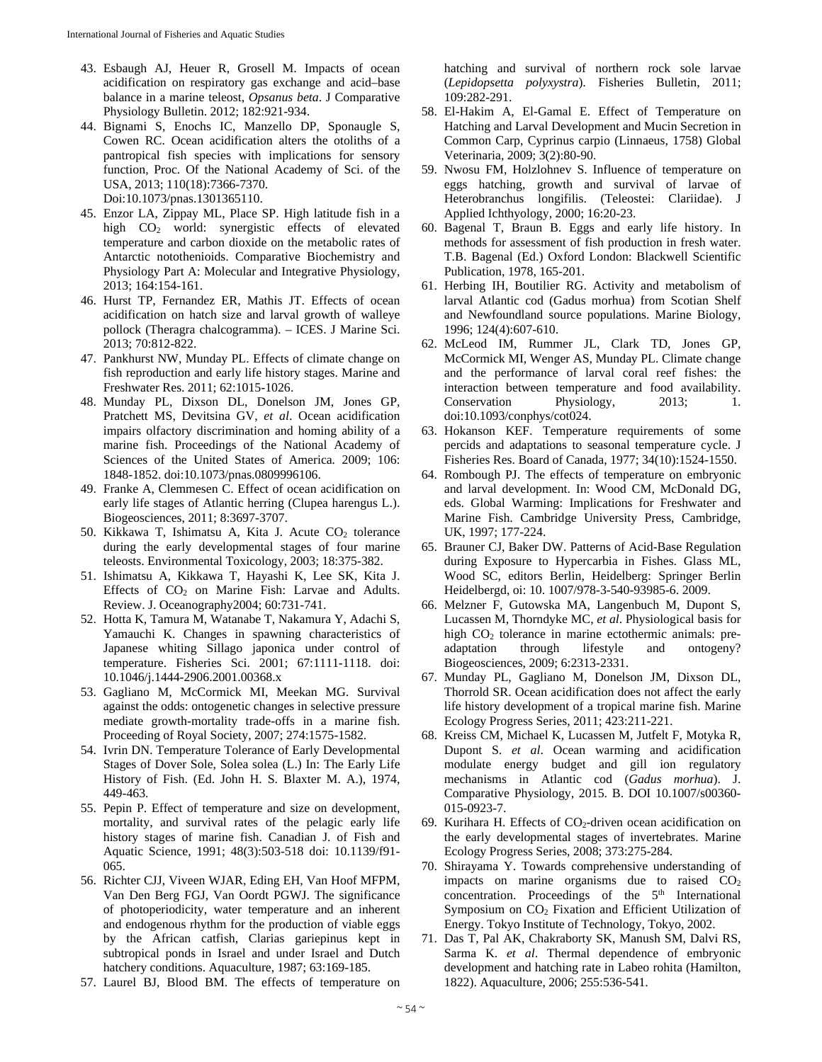43. Esbaugh AJ, Heuer R, Grosell M. Impacts of ocean acidification on respiratory gas exchange and acid–base balance in a marine teleost, *Opsanus beta*. J Comparative Physiology Bulletin. 2012; 182:921-934.
44. Bignami S, Enochs IC, Manzello DP, Sponaugle S, Cowen RC. Ocean acidification alters the otoliths of a pantropical fish species with implications for sensory function, Proc. Of the National Academy of Sci. of the USA, 2013; 110(18):7366-7370. Doi:10.1073/pnas.1301365110.
45. Enzor LA, Zippay ML, Place SP. High latitude fish in a high $CO_2$ world: synergistic effects of elevated temperature and carbon dioxide on the metabolic rates of Antarctic notothenioids. Comparative Biochemistry and Physiology Part A: Molecular and Integrative Physiology, 2013; 164:154-161.
46. Hurst TP, Fernandez ER, Mathis JT. Effects of ocean acidification on hatch size and larval growth of walleye pollock (Theragra chalcogramma). – ICES. J Marine Sci. 2013; 70:812-822.
47. Pankhurst NW, Munday PL. Effects of climate change on fish reproduction and early life history stages. Marine and Freshwater Res. 2011; 62:1015-1026.
48. Munday PL, Dixson DL, Donelson JM, Jones GP, Pratchett MS, Devitsina GV, *et al*. Ocean acidification impairs olfactory discrimination and homing ability of a marine fish. Proceedings of the National Academy of Sciences of the United States of America. 2009; 106: 1848-1852. doi:10.1073/pnas.0809996106.
49. Franke A, Clemmesen C. Effect of ocean acidification on early life stages of Atlantic herring (Clupea harengus L.). Biogeosciences, 2011; 8:3697-3707.
50. Kikkawa T, Ishimatsu A, Kita J. Acute $CO_2$ tolerance during the early developmental stages of four marine teleosts. Environmental Toxicology, 2003; 18:375-382.
51. Ishimatsu A, Kikkawa T, Hayashi K, Lee SK, Kita J. Effects of $CO_2$ on Marine Fish: Larvae and Adults. Review. J. Oceanography2004; 60:731-741.
52. Hotta K, Tamura M, Watanabe T, Nakamura Y, Adachi S, Yamauchi K. Changes in spawning characteristics of Japanese whiting Sillago japonica under control of temperature. Fisheries Sci. 2001; 67:1111-1118. doi: 10.1046/j.1444-2906.2001.00368.x
53. Gagliano M, McCormick MI, Meekan MG. Survival against the odds: ontogenetic changes in selective pressure mediate growth-mortality trade-offs in a marine fish. Proceeding of Royal Society, 2007; 274:1575-1582.
54. Ivrin DN. Temperature Tolerance of Early Developmental Stages of Dover Sole, Solea solea (L.) In: The Early Life History of Fish. (Ed. John H. S. Blaxter M. A.), 1974, 449-463.
55. Pepin P. Effect of temperature and size on development, mortality, and survival rates of the pelagic early life history stages of marine fish. Canadian J. of Fish and Aquatic Science, 1991; 48(3):503-518 doi: 10.1139/f91-065.
56. Richter CJJ, Viveen WJAR, Eding EH, Van Hoof MFPM, Van Den Berg FGJ, Van Oordt PGWJ. The significance of photoperiodicity, water temperature and an inherent and endogenous rhythm for the production of viable eggs by the African catfish, Clarias gariepinus kept in subtropical ponds in Israel and under Israel and Dutch hatchery conditions. Aquaculture, 1987; 63:169-185.
57. Laurel BJ, Blood BM. The effects of temperature on hatching and survival of northern rock sole larvae (*Lepidopsetta polyxystra*). Fisheries Bulletin, 2011; 109:282-291.
58. El-Hakim A, El-Gamal E. Effect of Temperature on Hatching and Larval Development and Mucin Secretion in Common Carp, Cyprinus carpio (Linnaeus, 1758) Global Veterinaria, 2009; 3(2):80-90.
59. Nwosu FM, Holzlohnev S. Influence of temperature on eggs hatching, growth and survival of larvae of Heterobranchus longifilis. (Teleostei: Clariidae). J Applied Ichthyology, 2000; 16:20-23.
60. Bagenal T, Braun B. Eggs and early life history. In methods for assessment of fish production in fresh water. T.B. Bagenal (Ed.) Oxford London: Blackwell Scientific Publication, 1978, 165-201.
61. Herbing IH, Boutilier RG. Activity and metabolism of larval Atlantic cod (Gadus morhua) from Scotian Shelf and Newfoundland source populations. Marine Biology, 1996; 124(4):607-610.
62. McLeod IM, Rummer JL, Clark TD, Jones GP, McCormick MI, Wenger AS, Munday PL. Climate change and the performance of larval coral reef fishes: the interaction between temperature and food availability. Conservation Physiology, 2013; 1. doi:10.1093/conphys/cot024.
63. Hokanson KEF. Temperature requirements of some percids and adaptations to seasonal temperature cycle. J Fisheries Res. Board of Canada, 1977; 34(10):1524-1550.
64. Rombough PJ. The effects of temperature on embryonic and larval development. In: Wood CM, McDonald DG, eds. Global Warming: Implications for Freshwater and Marine Fish. Cambridge University Press, Cambridge, UK, 1997; 177-224.
65. Brauner CJ, Baker DW. Patterns of Acid-Base Regulation during Exposure to Hypercarbia in Fishes. Glass ML, Wood SC, editors Berlin, Heidelberg: Springer Berlin Heidelbergd, oi: 10. 1007/978-3-540-93985-6. 2009.
66. Melzner F, Gutowska MA, Langenbuch M, Dupont S, Lucassen M, Thorndyke MC, *et al*. Physiological basis for high $CO_2$ tolerance in marine ectothermic animals: pre-adaptation through lifestyle and ontogeny? Biogeosciences, 2009; 6:2313-2331.
67. Munday PL, Gagliano M, Donelson JM, Dixson DL, Thorrold SR. Ocean acidification does not affect the early life history development of a tropical marine fish. Marine Ecology Progress Series, 2011; 423:211-221.
68. Kreiss CM, Michael K, Lucassen M, Jutfelt F, Motyka R, Dupont S. *et al*. Ocean warming and acidification modulate energy budget and gill ion regulatory mechanisms in Atlantic cod (*Gadus morhua*). J. Comparative Physiology, 2015. B. DOI 10.1007/s00360-015-0923-7.
69. Kurihara H. Effects of $CO_2$-driven ocean acidification on the early developmental stages of invertebrates. Marine Ecology Progress Series, 2008; 373:275-284.
70. Shirayama Y. Towards comprehensive understanding of impacts on marine organisms due to raised $CO_2$ concentration. Proceedings of the 5th International Symposium on $CO_2$ Fixation and Efficient Utilization of Energy. Tokyo Institute of Technology, Tokyo, 2002.
71. Das T, Pal AK, Chakraborty SK, Manush SM, Dalvi RS, Sarma K. *et al*. Thermal dependence of embryonic development and hatching rate in Labeo rohita (Hamilton, 1822). Aquaculture, 2006; 255:536-541.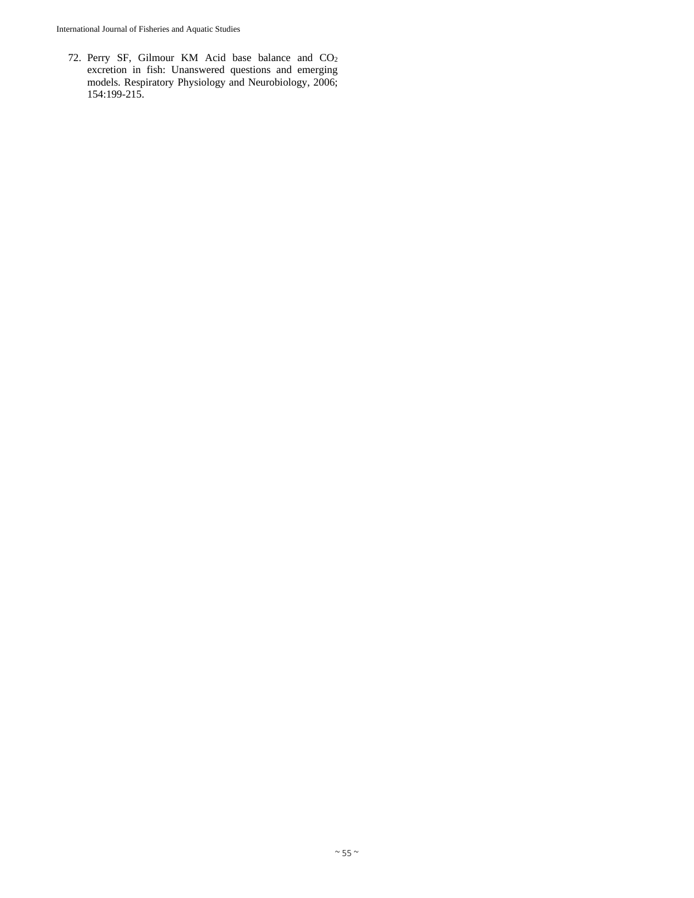72. Perry SF, Gilmour KM Acid base balance and $CO_2$ excretion in fish: Unanswered questions and emerging models. Respiratory Physiology and Neurobiology, 2006; 154:199-215.